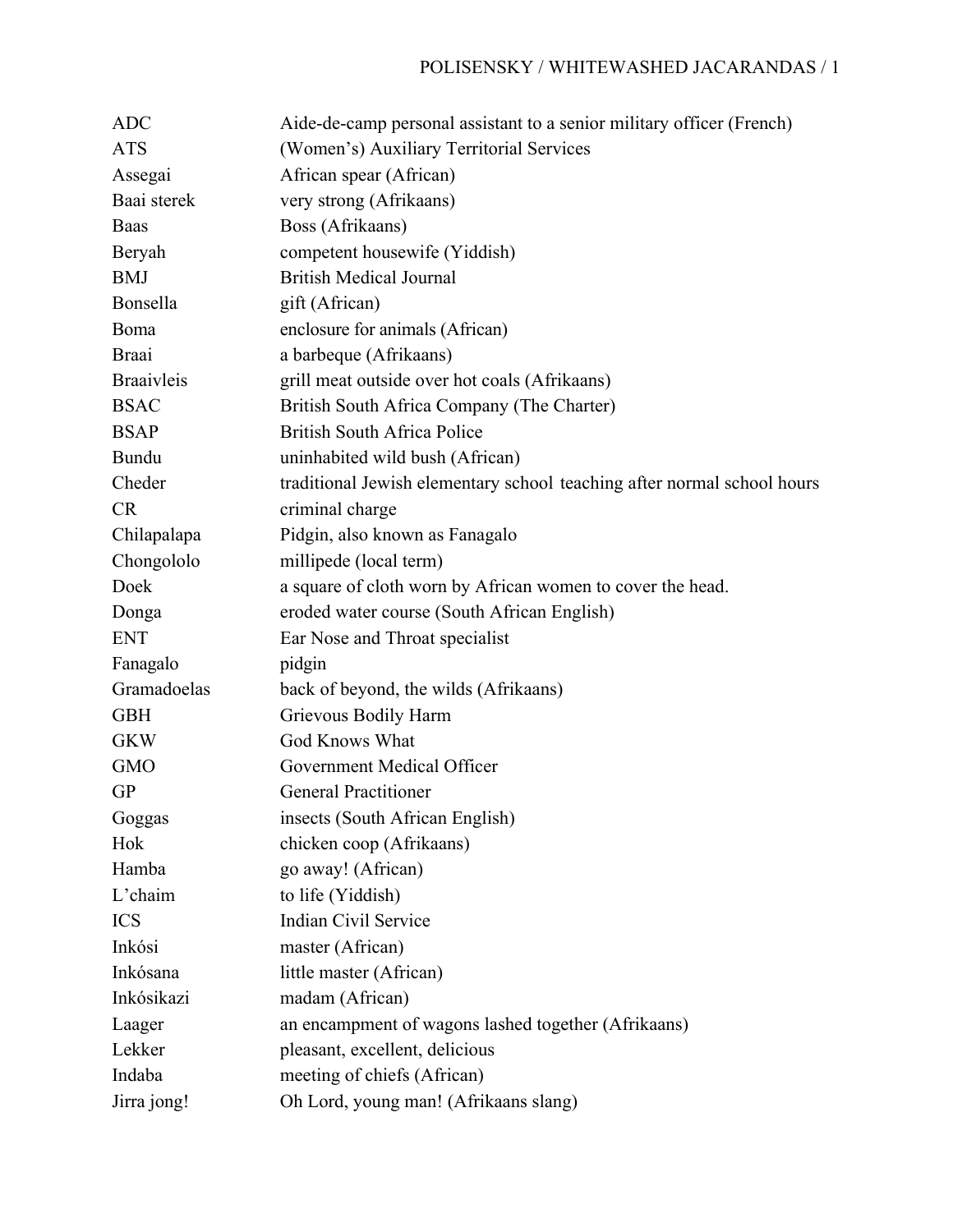| | |
|---|---|
| ADC | Aide-de-camp personal assistant to a senior military officer (French) |
| ATS | (Women's) Auxiliary Territorial Services |
| Assegai | African spear (African) |
| Baai sterek | very strong (Afrikaans) |
| Baas | Boss (Afrikaans) |
| Beryah | competent housewife (Yiddish) |
| BMJ | British Medical Journal |
| Bonsella | gift (African) |
| Boma | enclosure for animals (African) |
| Braai | a barbeque (Afrikaans) |
| Braaivleis | grill meat outside over hot coals (Afrikaans) |
| BSAC | British South Africa Company (The Charter) |
| BSAP | British South Africa Police |
| Bundu | uninhabited wild bush (African) |
| Cheder | traditional Jewish elementary school teaching after normal school hours |
| CR | criminal charge |
| Chilapalapa | Pidgin, also known as Fanagalo |
| Chongololo | millipede (local term) |
| Doek | a square of cloth worn by African women to cover the head. |
| Donga | eroded water course (South African English) |
| ENT | Ear Nose and Throat specialist |
| Fanagalo | pidgin |
| Gramadoelas | back of beyond, the wilds (Afrikaans) |
| GBH | Grievous Bodily Harm |
| GKW | God Knows What |
| GMO | Government Medical Officer |
| GP | General Practitioner |
| Goggas | insects (South African English) |
| Hok | chicken coop (Afrikaans) |
| Hamba | go away! (African) |
| L'chaim | to life (Yiddish) |
| ICS | Indian Civil Service |
| Inkósi | master (African) |
| Inkósana | little master (African) |
| Inkósikazi | madam (African) |
| Laager | an encampment of wagons lashed together (Afrikaans) |
| Lekker | pleasant, excellent, delicious |
| Indaba | meeting of chiefs (African) |
| Jirra jong! | Oh Lord, young man! (Afrikaans slang) |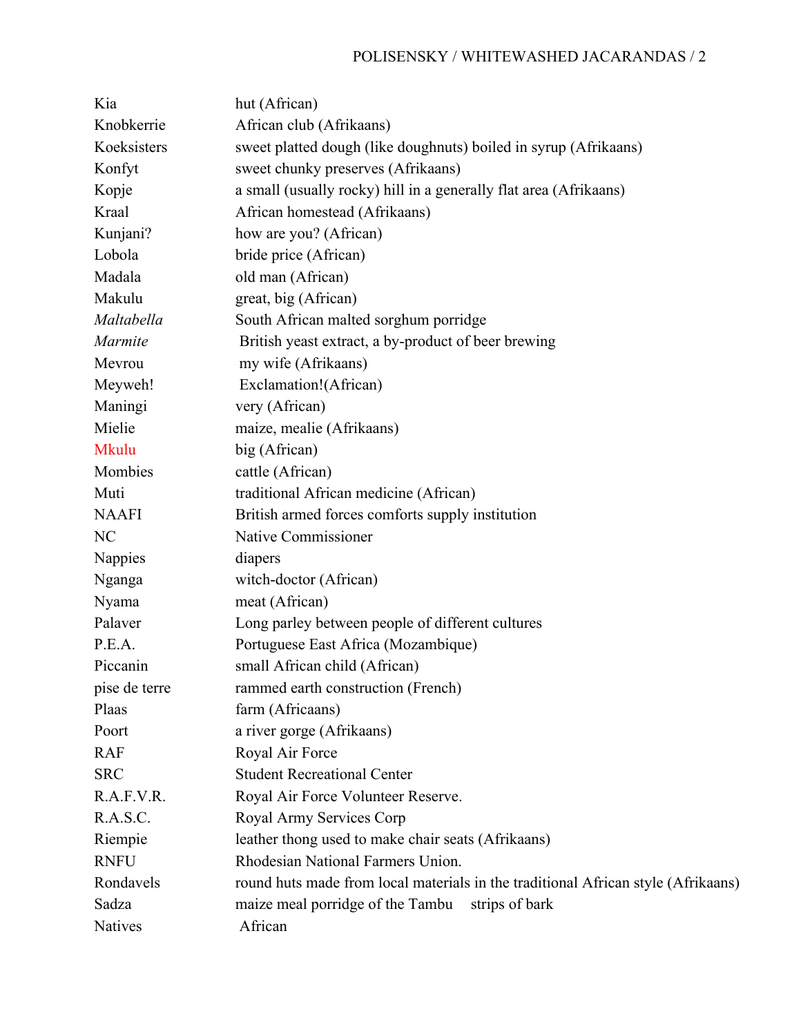| | |
|---|---|
| Kia | hut (African) |
| Knobkerrie | African club (Afrikaans) |
| Koeksisters | sweet platted dough (like doughnuts) boiled in syrup (Afrikaans) |
| Konfyt | sweet chunky preserves (Afrikaans) |
| Kopje | a small (usually rocky) hill in a generally flat area (Afrikaans) |
| Kraal | African homestead (Afrikaans) |
| Kunjani? | how are you? (African) |
| Lobola | bride price (African) |
| Madala | old man (African) |
| Makulu | great, big (African) |
| *Maltabella* | South African malted sorghum porridge |
| *Marmite* | British yeast extract, a by-product of beer brewing |
| Mevrou | my wife (Afrikaans) |
| Meyweh! | Exclamation!(African) |
| Maningi | very (African) |
| Mielie | maize, mealie (Afrikaans) |
| Mkulu | big (African) |
| Mombies | cattle (African) |
| Muti | traditional African medicine (African) |
| NAAFI | British armed forces comforts supply institution |
| NC | Native Commissioner |
| Nappies | diapers |
| Nganga | witch-doctor (African) |
| Nyama | meat (African) |
| Palaver | Long parley between people of different cultures |
| P.E.A. | Portuguese East Africa (Mozambique) |
| Piccanin | small African child (African) |
| pise de terre | rammed earth construction (French) |
| Plaas | farm (Africaans) |
| Poort | a river gorge (Afrikaans) |
| RAF | Royal Air Force |
| SRC | Student Recreational Center |
| R.A.F.V.R. | Royal Air Force Volunteer Reserve. |
| R.A.S.C. | Royal Army Services Corp |
| Riempie | leather thong used to make chair seats (Afrikaans) |
| RNFU | Rhodesian National Farmers Union. |
| Rondavels | round huts made from local materials in the traditional African style (Afrikaans) |
| Sadza | maize meal porridge of the Tambu strips of bark |
| Natives | African |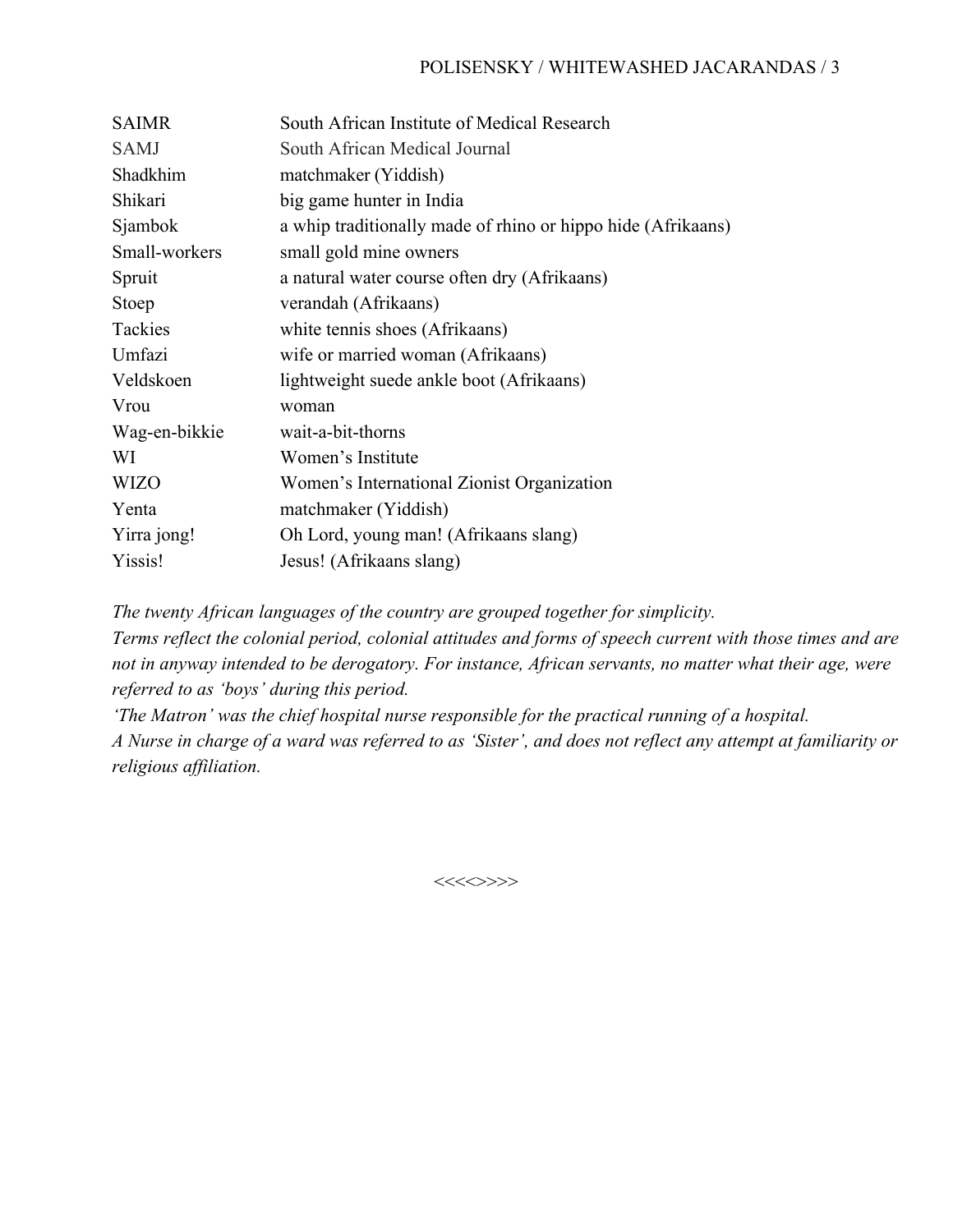| | |
|---|---|
| SAIMR | South African Institute of Medical Research |
| SAMJ | South African Medical Journal |
| Shadkhim | matchmaker (Yiddish) |
| Shikari | big game hunter in India |
| Sjambok | a whip traditionally made of rhino or hippo hide (Afrikaans) |
| Small-workers | small gold mine owners |
| Spruit | a natural water course often dry (Afrikaans) |
| Stoep | verandah (Afrikaans) |
| Tackies | white tennis shoes (Afrikaans) |
| Umfazi | wife or married woman (Afrikaans) |
| Veldskoen | lightweight suede ankle boot (Afrikaans) |
| Vrou | woman |
| Wag-en-bikkie | wait-a-bit-thorns |
| WI | Women's Institute |
| WIZO | Women's International Zionist Organization |
| Yenta | matchmaker (Yiddish) |
| Yirra jong! | Oh Lord, young man! (Afrikaans slang) |
| Yissis! | Jesus! (Afrikaans slang) |

*The twenty African languages of the country are grouped together for simplicity.*
*Terms reflect the colonial period, colonial attitudes and forms of speech current with those times and are not in anyway intended to be derogatory. For instance, African servants, no matter what their age, were referred to as 'boys' during this period.*
*'The Matron' was the chief hospital nurse responsible for the practical running of a hospital.*
*A Nurse in charge of a ward was referred to as 'Sister', and does not reflect any attempt at familiarity or religious affiliation.*

<<<<>>>>